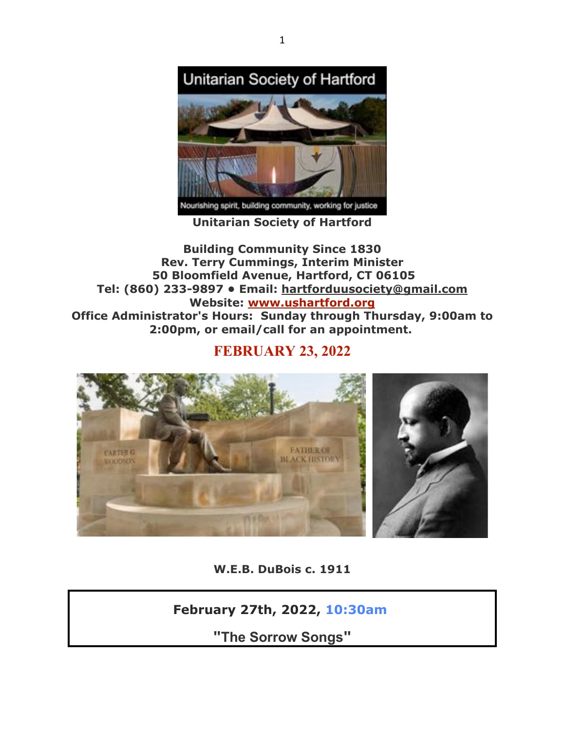**Unitarian Society of Hartford**

**Building Community Since 1830**
**Rev. Terry Cummings, Interim Minister**
**50 Bloomfield Avenue, Hartford, CT 06105**
**Tel: (860) 233-9897 • Email: hartforduusociety@gmail.com**
**Website: www.ushartford.org**
**Office Administrator's Hours: Sunday through Thursday, 9:00am to 2:00pm, or email/call for an appointment.**

## FEBRUARY 23, 2022

**W.E.B. DuBois c. 1911**

**February 27th, 2022, 10:30am**

**"The Sorrow Songs"**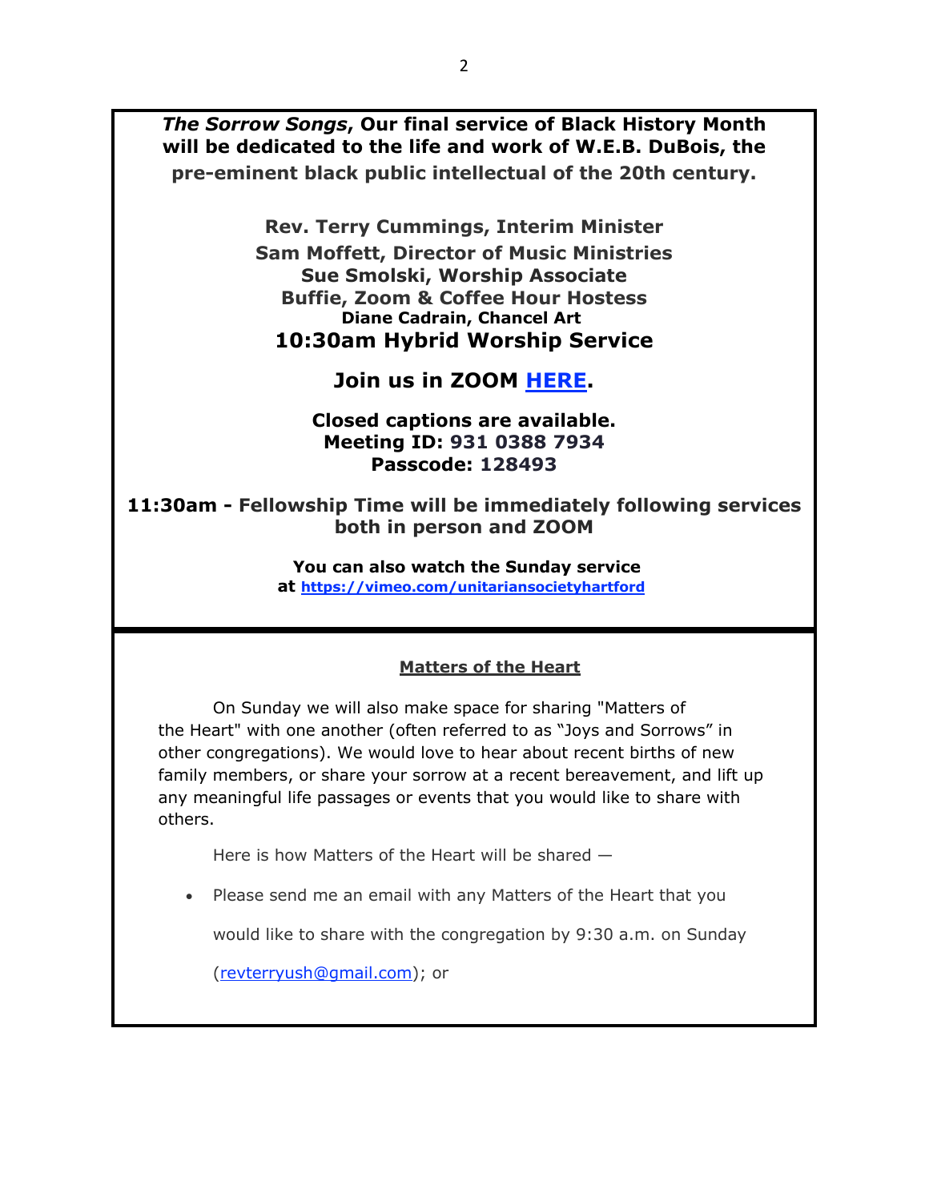***The Sorrow Songs*, Our final service of Black History Month will be dedicated to the life and work of W.E.B. DuBois, the pre-eminent black public intellectual of the 20th century.**

**Rev. Terry Cummings, Interim Minister**
**Sam Moffett, Director of Music Ministries**
**Sue Smolski, Worship Associate**
**Buffie, Zoom & Coffee Hour Hostess**
**Diane Cadrain, Chancel Art**

**10:30am Hybrid Worship Service**

**Join us in ZOOM HERE.**

**Closed captions are available.**
**Meeting ID: 931 0388 7934**
**Passcode: 128493**

**11:30am - Fellowship Time will be immediately following services both in person and ZOOM**

**You can also watch the Sunday service at https://vimeo.com/unitariansocietyhartford**

---

**Matters of the Heart**

On Sunday we will also make space for sharing "Matters of the Heart" with one another (often referred to as "Joys and Sorrows" in other congregations). We would love to hear about recent births of new family members, or share your sorrow at a recent bereavement, and lift up any meaningful life passages or events that you would like to share with others.

Here is how Matters of the Heart will be shared —

- Please send me an email with any Matters of the Heart that you would like to share with the congregation by 9:30 a.m. on Sunday (revterryush@gmail.com); or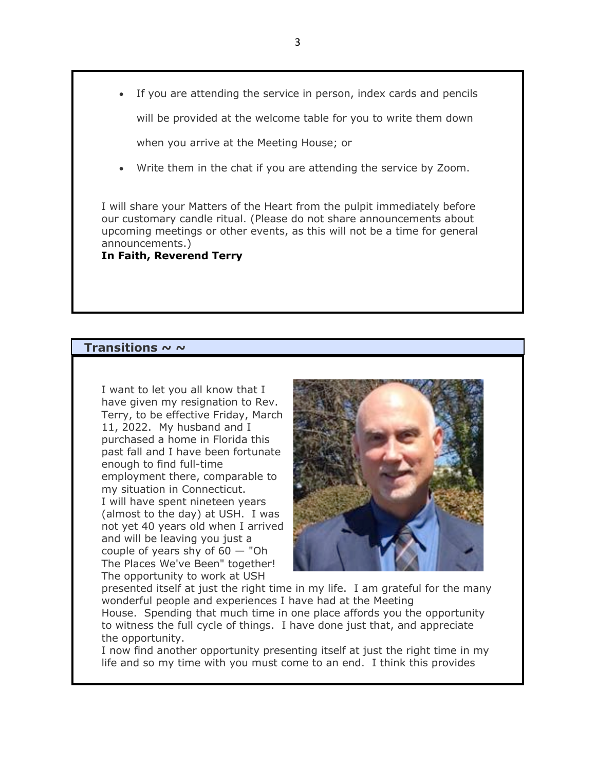- If you are attending the service in person, index cards and pencils will be provided at the welcome table for you to write them down when you arrive at the Meeting House; or
- Write them in the chat if you are attending the service by Zoom.

I will share your Matters of the Heart from the pulpit immediately before our customary candle ritual. (Please do not share announcements about upcoming meetings or other events, as this will not be a time for general announcements.)

**In Faith, Reverend Terry**

## Transitions ~ ~

I want to let you all know that I have given my resignation to Rev. Terry, to be effective Friday, March 11, 2022. My husband and I purchased a home in Florida this past fall and I have been fortunate enough to find full-time employment there, comparable to my situation in Connecticut.

I will have spent nineteen years (almost to the day) at USH. I was not yet 40 years old when I arrived and will be leaving you just a couple of years shy of 60 — "Oh The Places We've Been" together! The opportunity to work at USH presented itself at just the right time in my life. I am grateful for the many wonderful people and experiences I have had at the Meeting House. Spending that much time in one place affords you the opportunity to witness the full cycle of things. I have done just that, and appreciate the opportunity.

I now find another opportunity presenting itself at just the right time in my life and so my time with you must come to an end. I think this provides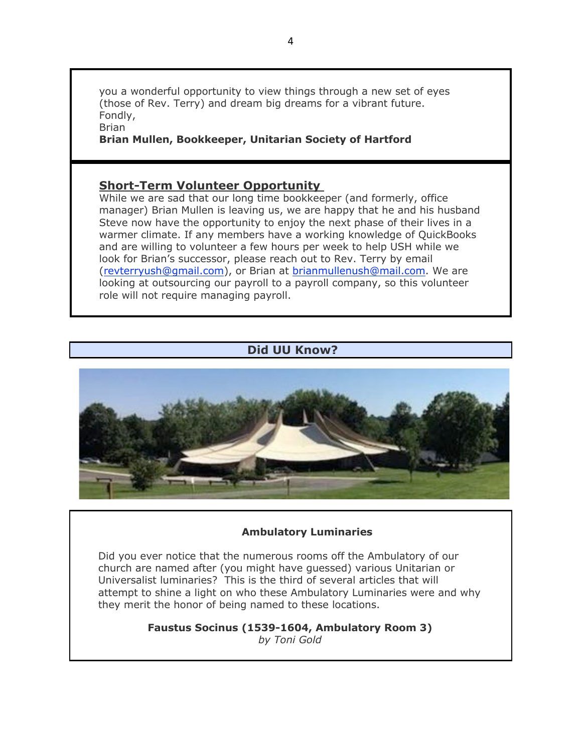you a wonderful opportunity to view things through a new set of eyes (those of Rev. Terry) and dream big dreams for a vibrant future.
Fondly,
Brian
**Brian Mullen, Bookkeeper, Unitarian Society of Hartford**

## Short-Term Volunteer Opportunity

While we are sad that our long time bookkeeper (and formerly, office manager) Brian Mullen is leaving us, we are happy that he and his husband Steve now have the opportunity to enjoy the next phase of their lives in a warmer climate. If any members have a working knowledge of QuickBooks and are willing to volunteer a few hours per week to help USH while we look for Brian's successor, please reach out to Rev. Terry by email (revterryush@gmail.com), or Brian at brianmullenush@mail.com. We are looking at outsourcing our payroll to a payroll company, so this volunteer role will not require managing payroll.

## Did UU Know?

### Ambulatory Luminaries

Did you ever notice that the numerous rooms off the Ambulatory of our church are named after (you might have guessed) various Unitarian or Universalist luminaries? This is the third of several articles that will attempt to shine a light on who these Ambulatory Luminaries were and why they merit the honor of being named to these locations.

**Faustus Socinus (1539-1604, Ambulatory Room 3)**
*by Toni Gold*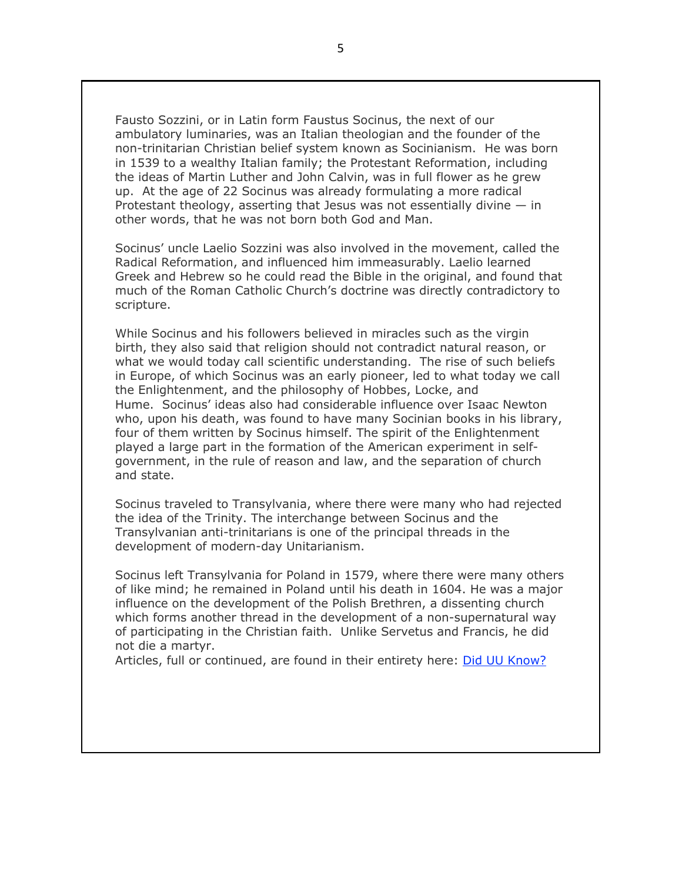Fausto Sozzini, or in Latin form Faustus Socinus, the next of our ambulatory luminaries, was an Italian theologian and the founder of the non-trinitarian Christian belief system known as Socinianism. He was born in 1539 to a wealthy Italian family; the Protestant Reformation, including the ideas of Martin Luther and John Calvin, was in full flower as he grew up. At the age of 22 Socinus was already formulating a more radical Protestant theology, asserting that Jesus was not essentially divine — in other words, that he was not born both God and Man.

Socinus' uncle Laelio Sozzini was also involved in the movement, called the Radical Reformation, and influenced him immeasurably. Laelio learned Greek and Hebrew so he could read the Bible in the original, and found that much of the Roman Catholic Church's doctrine was directly contradictory to scripture.

While Socinus and his followers believed in miracles such as the virgin birth, they also said that religion should not contradict natural reason, or what we would today call scientific understanding. The rise of such beliefs in Europe, of which Socinus was an early pioneer, led to what today we call the Enlightenment, and the philosophy of Hobbes, Locke, and Hume. Socinus' ideas also had considerable influence over Isaac Newton who, upon his death, was found to have many Socinian books in his library, four of them written by Socinus himself. The spirit of the Enlightenment played a large part in the formation of the American experiment in self-government, in the rule of reason and law, and the separation of church and state.

Socinus traveled to Transylvania, where there were many who had rejected the idea of the Trinity. The interchange between Socinus and the Transylvanian anti-trinitarians is one of the principal threads in the development of modern-day Unitarianism.

Socinus left Transylvania for Poland in 1579, where there were many others of like mind; he remained in Poland until his death in 1604. He was a major influence on the development of the Polish Brethren, a dissenting church which forms another thread in the development of a non-supernatural way of participating in the Christian faith. Unlike Servetus and Francis, he did not die a martyr.

Articles, full or continued, are found in their entirety here: Did UU Know?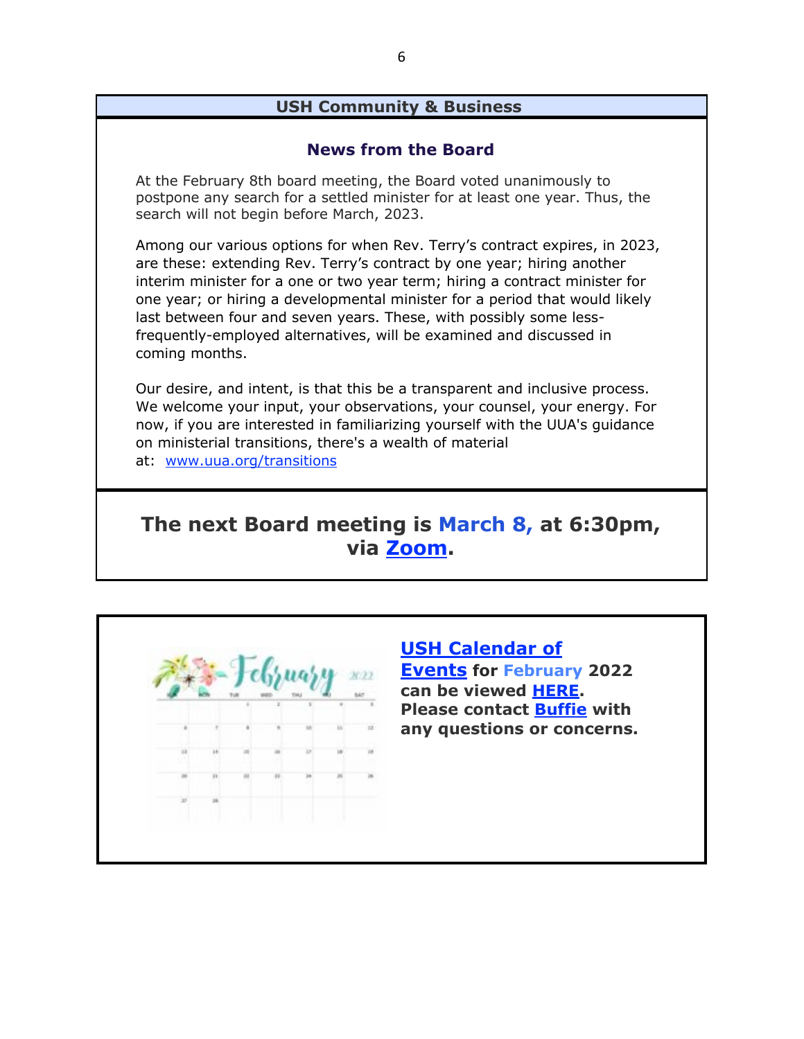## USH Community & Business

### News from the Board

At the February 8th board meeting, the Board voted unanimously to postpone any search for a settled minister for at least one year. Thus, the search will not begin before March, 2023.

Among our various options for when Rev. Terry's contract expires, in 2023, are these: extending Rev. Terry's contract by one year; hiring another interim minister for a one or two year term; hiring a contract minister for one year; or hiring a developmental minister for a period that would likely last between four and seven years. These, with possibly some less-frequently-employed alternatives, will be examined and discussed in coming months.

Our desire, and intent, is that this be a transparent and inclusive process. We welcome your input, your observations, your counsel, your energy. For now, if you are interested in familiarizing yourself with the UUA's guidance on ministerial transitions, there's a wealth of material at: www.uua.org/transitions

**The next Board meeting is March 8, at 6:30pm, via Zoom.**

**USH Calendar of Events for February 2022 can be viewed HERE. Please contact Buffie with any questions or concerns.**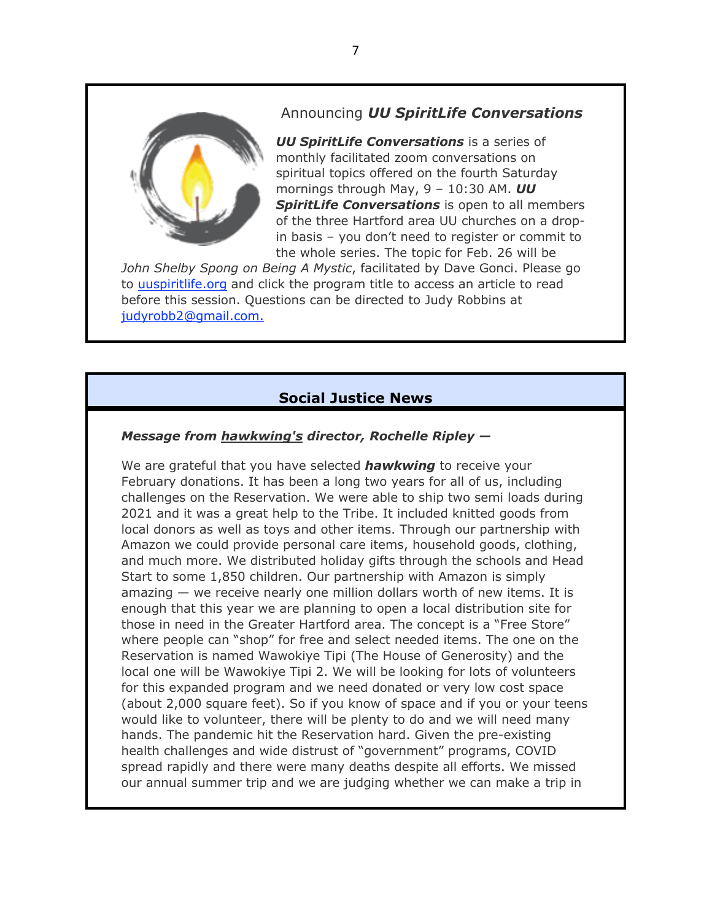## Announcing ***UU SpiritLife Conversations***

***UU SpiritLife Conversations*** is a series of monthly facilitated zoom conversations on spiritual topics offered on the fourth Saturday mornings through May, 9 – 10:30 AM. ***UU SpiritLife Conversations*** is open to all members of the three Hartford area UU churches on a drop-in basis – you don't need to register or commit to the whole series. The topic for Feb. 26 will be *John Shelby Spong on Being A Mystic*, facilitated by Dave Gonci. Please go to uuspiritlife.org and click the program title to access an article to read before this session. Questions can be directed to Judy Robbins at judyrobb2@gmail.com.

## Social Justice News

***Message from hawkwing's director, Rochelle Ripley —***

We are grateful that you have selected ***hawkwing*** to receive your February donations. It has been a long two years for all of us, including challenges on the Reservation. We were able to ship two semi loads during 2021 and it was a great help to the Tribe. It included knitted goods from local donors as well as toys and other items. Through our partnership with Amazon we could provide personal care items, household goods, clothing, and much more. We distributed holiday gifts through the schools and Head Start to some 1,850 children. Our partnership with Amazon is simply amazing — we receive nearly one million dollars worth of new items. It is enough that this year we are planning to open a local distribution site for those in need in the Greater Hartford area. The concept is a "Free Store" where people can "shop" for free and select needed items. The one on the Reservation is named Wawokiye Tipi (The House of Generosity) and the local one will be Wawokiye Tipi 2. We will be looking for lots of volunteers for this expanded program and we need donated or very low cost space (about 2,000 square feet). So if you know of space and if you or your teens would like to volunteer, there will be plenty to do and we will need many hands. The pandemic hit the Reservation hard. Given the pre-existing health challenges and wide distrust of "government" programs, COVID spread rapidly and there were many deaths despite all efforts. We missed our annual summer trip and we are judging whether we can make a trip in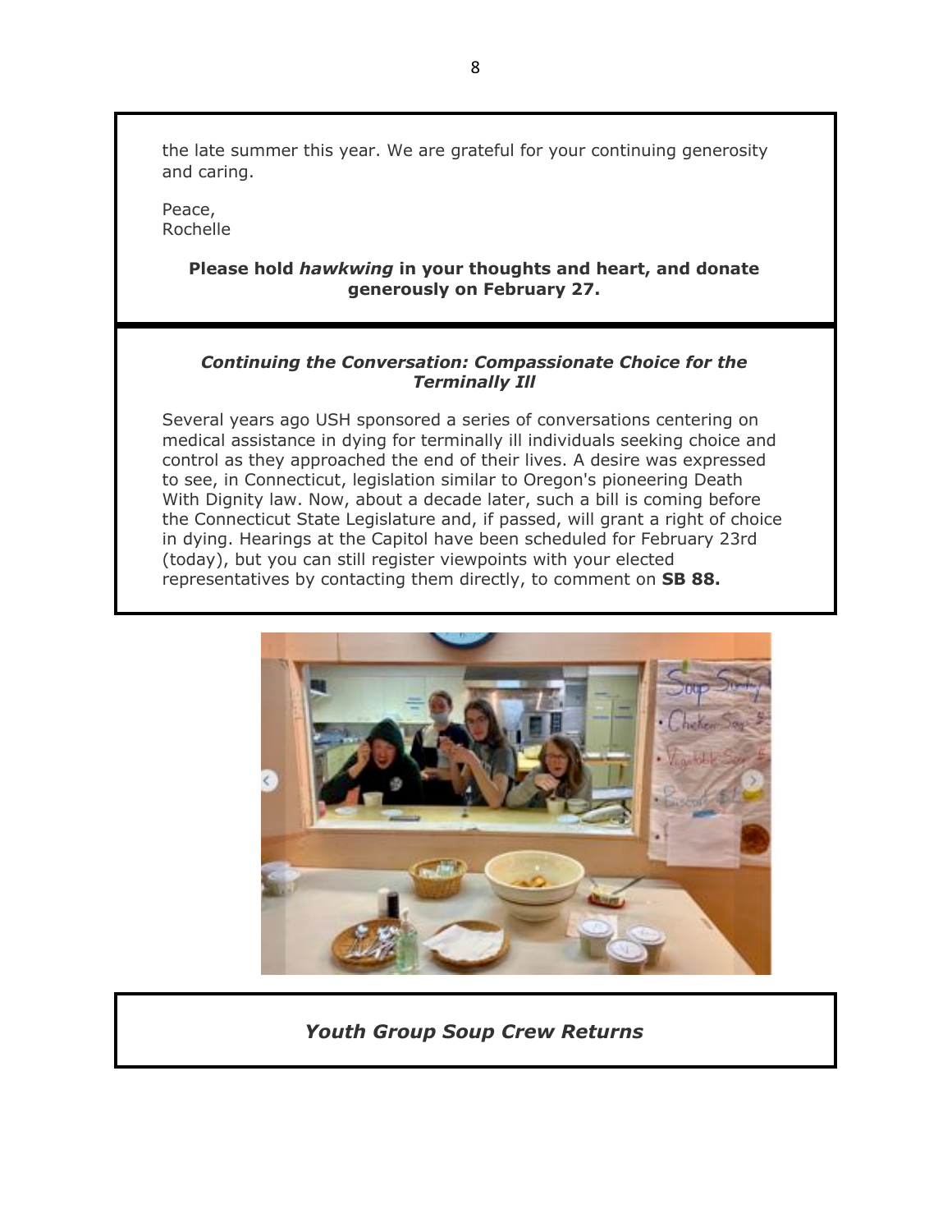the late summer this year. We are grateful for your continuing generosity and caring.

Peace,
Rochelle

**Please hold *hawkwing* in your thoughts and heart, and donate generously on February 27.**

### *Continuing the Conversation: Compassionate Choice for the Terminally Ill*

Several years ago USH sponsored a series of conversations centering on medical assistance in dying for terminally ill individuals seeking choice and control as they approached the end of their lives. A desire was expressed to see, in Connecticut, legislation similar to Oregon's pioneering Death With Dignity law. Now, about a decade later, such a bill is coming before the Connecticut State Legislature and, if passed, will grant a right of choice in dying. Hearings at the Capitol have been scheduled for February 23rd (today), but you can still register viewpoints with your elected representatives by contacting them directly, to comment on **SB 88.**

### *Youth Group Soup Crew Returns*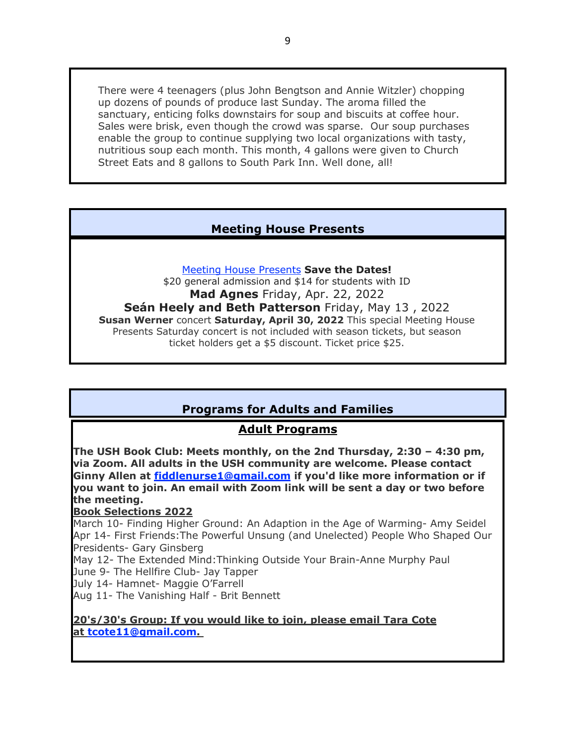There were 4 teenagers (plus John Bengtson and Annie Witzler) chopping up dozens of pounds of produce last Sunday. The aroma filled the sanctuary, enticing folks downstairs for soup and biscuits at coffee hour. Sales were brisk, even though the crowd was sparse.  Our soup purchases enable the group to continue supplying two local organizations with tasty, nutritious soup each month. This month, 4 gallons were given to Church Street Eats and 8 gallons to South Park Inn. Well done, all!

## Meeting House Presents

Meeting House Presents **Save the Dates!**
$20 general admission and $14 for students with ID
**Mad Agnes** Friday, Apr. 22, 2022
**Seán Heely and Beth Patterson** Friday, May 13 , 2022
**Susan Werner** concert **Saturday, April 30, 2022** This special Meeting House Presents Saturday concert is not included with season tickets, but season ticket holders get a $5 discount. Ticket price $25.

## Programs for Adults and Families

### Adult Programs

**The USH Book Club: Meets monthly, on the 2nd Thursday, 2:30 – 4:30 pm, via Zoom. All adults in the USH community are welcome. Please contact Ginny Allen at fiddlenurse1@gmail.com if you'd like more information or if you want to join. An email with Zoom link will be sent a day or two before the meeting.**

**Book Selections 2022**

March 10- Finding Higher Ground: An Adaption in the Age of Warming- Amy Seidel
Apr 14- First Friends:The Powerful Unsung (and Unelected) People Who Shaped Our Presidents- Gary Ginsberg
May 12- The Extended Mind:Thinking Outside Your Brain-Anne Murphy Paul
June 9- The Hellfire Club- Jay Tapper
July 14- Hamnet- Maggie O'Farrell
Aug 11- The Vanishing Half - Brit Bennett

**20's/30's Group: If you would like to join, please email Tara Cote at tcote11@gmail.com.**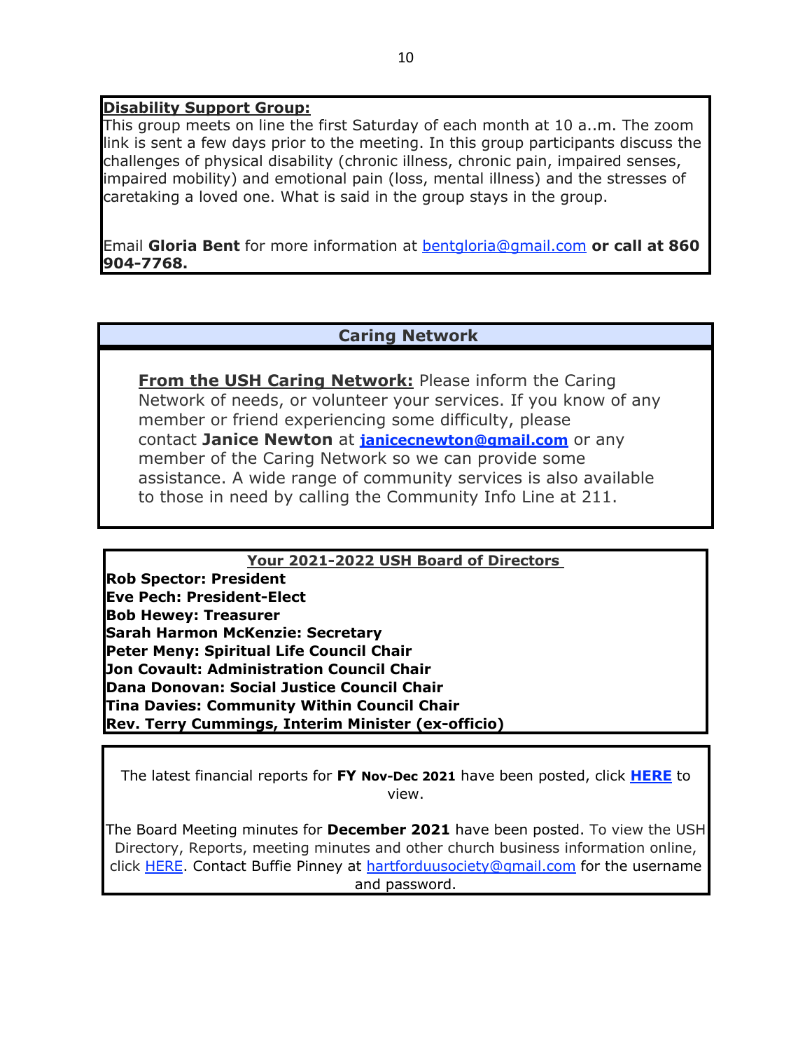**Disability Support Group:**

This group meets on line the first Saturday of each month at 10 a..m. The zoom link is sent a few days prior to the meeting. In this group participants discuss the challenges of physical disability (chronic illness, chronic pain, impaired senses, impaired mobility) and emotional pain (loss, mental illness) and the stresses of caretaking a loved one. What is said in the group stays in the group.

Email **Gloria Bent** for more information at bentgloria@gmail.com **or call at 860 904-7768.**

## Caring Network

**From the USH Caring Network:** Please inform the Caring Network of needs, or volunteer your services. If you know of any member or friend experiencing some difficulty, please contact **Janice Newton** at **janicecnewton@gmail.com** or any member of the Caring Network so we can provide some assistance. A wide range of community services is also available to those in need by calling the Community Info Line at 211.

**Your 2021-2022 USH Board of Directors**

**Rob Spector: President**
**Eve Pech: President-Elect**
**Bob Hewey: Treasurer**
**Sarah Harmon McKenzie: Secretary**
**Peter Meny: Spiritual Life Council Chair**
**Jon Covault: Administration Council Chair**
**Dana Donovan: Social Justice Council Chair**
**Tina Davies: Community Within Council Chair**
**Rev. Terry Cummings, Interim Minister (ex-officio)**

The latest financial reports for **FY Nov-Dec 2021** have been posted, click **HERE** to view.

The Board Meeting minutes for **December 2021** have been posted. To view the USH Directory, Reports, meeting minutes and other church business information online, click HERE. Contact Buffie Pinney at hartforduusociety@gmail.com for the username and password.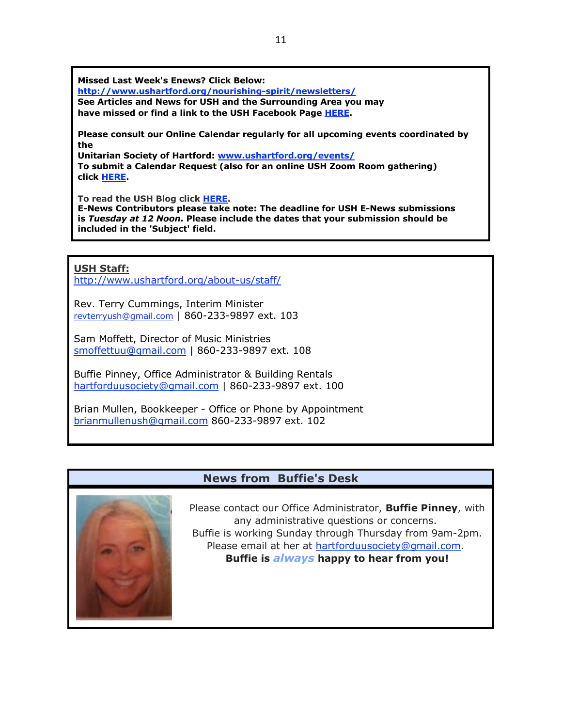**Missed Last Week's Enews? Click Below:**
**http://www.ushartford.org/nourishing-spirit/newsletters/**
**See Articles and News for USH and the Surrounding Area you may have missed or find a link to the USH Facebook Page HERE.**

**Please consult our Online Calendar regularly for all upcoming events coordinated by the Unitarian Society of Hartford: www.ushartford.org/events/**
**To submit a Calendar Request (also for an online USH Zoom Room gathering) click HERE.**

**To read the USH Blog click HERE.**
**E-News Contributors please take note: The deadline for USH E-News submissions is *Tuesday at 12 Noon*. Please include the dates that your submission should be included in the 'Subject' field.**

## USH Staff:

http://www.ushartford.org/about-us/staff/

Rev. Terry Cummings, Interim Minister
revterryush@gmail.com | 860-233-9897 ext. 103

Sam Moffett, Director of Music Ministries
smoffettuu@gmail.com | 860-233-9897 ext. 108

Buffie Pinney, Office Administrator & Building Rentals
hartforduusociety@gmail.com | 860-233-9897 ext. 100

Brian Mullen, Bookkeeper - Office or Phone by Appointment
brianmullenush@gmail.com 860-233-9897 ext. 102

## News from Buffie's Desk

Please contact our Office Administrator, **Buffie Pinney**, with any administrative questions or concerns.
Buffie is working Sunday through Thursday from 9am-2pm.
Please email at her at hartforduusociety@gmail.com.
**Buffie is *always* happy to hear from you!**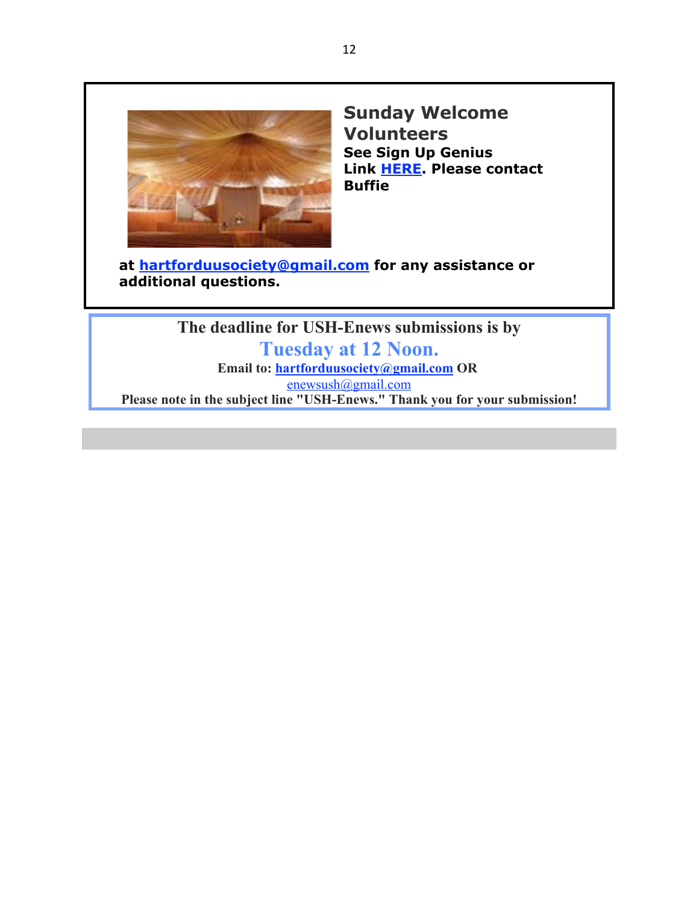## Sunday Welcome Volunteers

**See Sign Up Genius Link HERE. Please contact Buffie at hartforduusociety@gmail.com for any assistance or additional questions.**

**The deadline for USH-Enews submissions is by**

**Tuesday at 12 Noon.**

**Email to: hartforduusociety@gmail.com OR**

enewsush@gmail.com

**Please note in the subject line "USH-Enews." Thank you for your submission!**